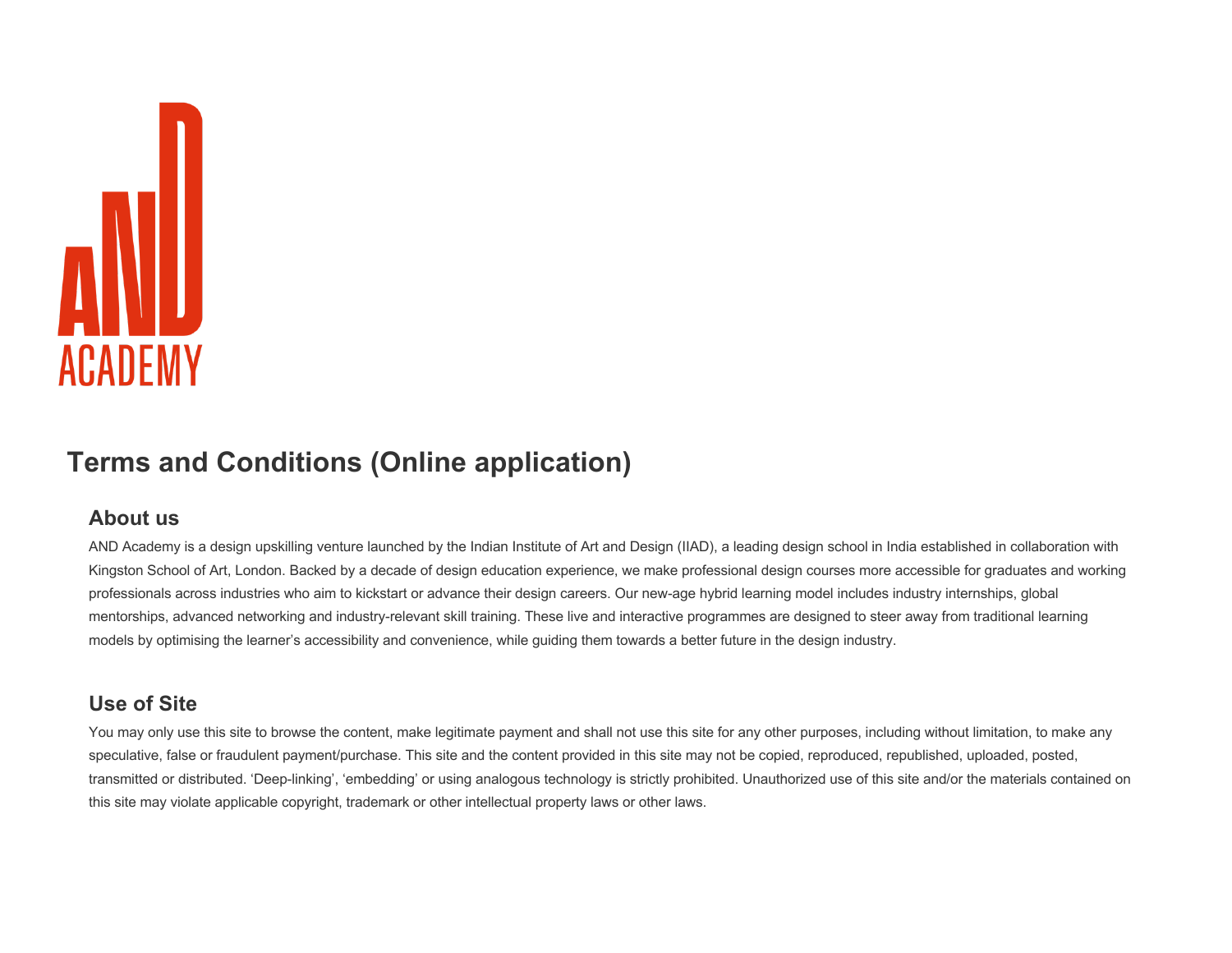# Terms and Conditions (Online application)

## About us

AND Academy is a design upskilling venture launched by the Indian Institute of Art and Design (IIAD), a leading design school in India established in collaboration with Kingston School of Art, London. Backed by a decade of design education experience, we make professional design courses more accessible for graduates and working professionals across industries who aim to kickstart or advance their design careers. Our new-age hybrid learning model includes industry internships, global mentorships, advanced networking and industry-relevant skill training. These live and interactive programmes are designed to steer away from traditional learning models by optimising the learner's accessibility and convenience, while guiding them towards a better future in the design industry.

## Use of Site

You may only use this site to browse the content, make legitimate payment and shall not use this site for any other purposes, including without limitation, to make any speculative, false or fraudulent payment/purchase. This site and the content provided in this site may not be copied, reproduced, republished, uploaded, posted, transmitted or distributed. 'Deep-linking', 'embedding' or using analogous technology is strictly prohibited. Unauthorized use of this site and/or the materials contained on this site may violate applicable copyright, trademark or other intellectual property laws or other laws.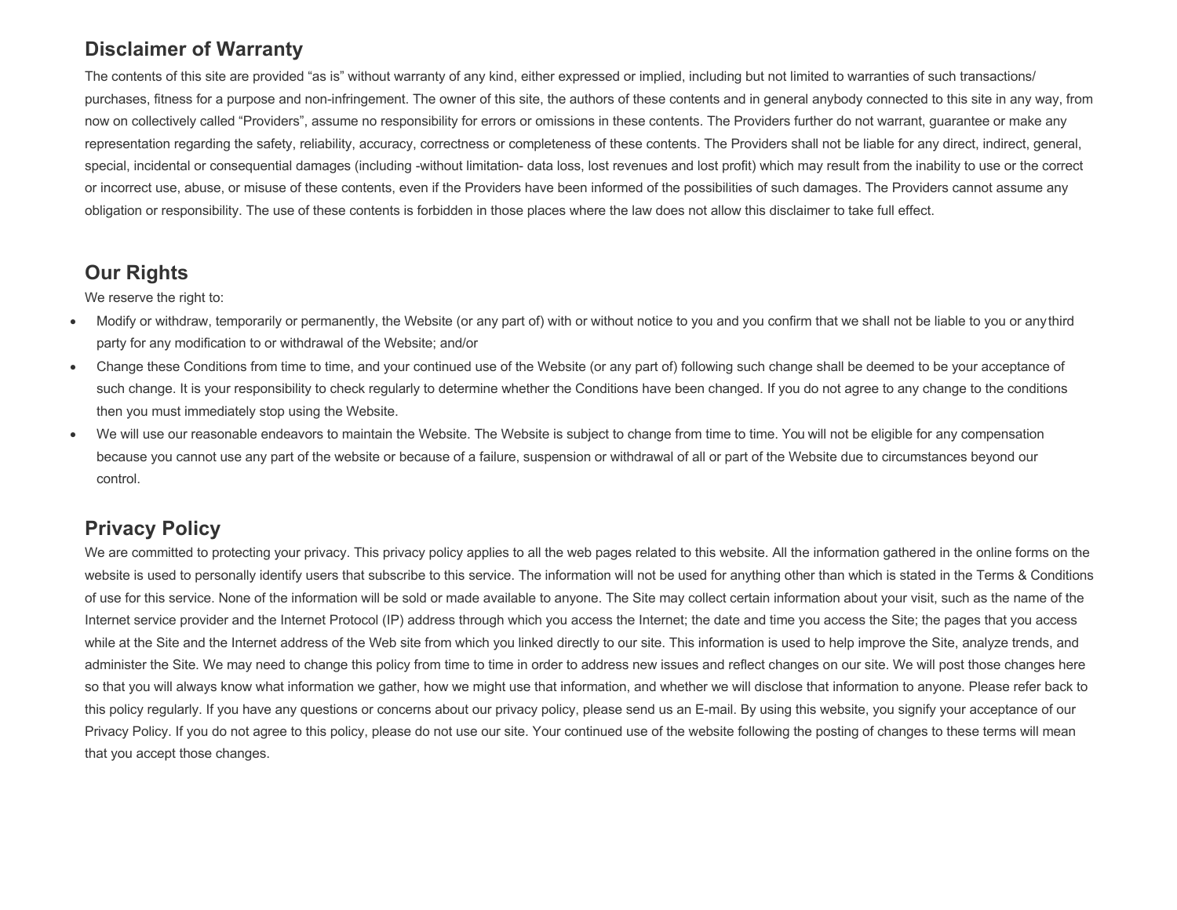## Disclaimer of Warranty

The contents of this site are provided “as is” without warranty of any kind, either expressed or implied, including but not limited to warranties of such transactions/ purchases, fitness for a purpose and non-infringement. The owner of this site, the authors of these contents and in general anybody connected to this site in any way, from now on collectively called “Providers”, assume no responsibility for errors or omissions in these contents. The Providers further do not warrant, guarantee or make any representation regarding the safety, reliability, accuracy, correctness or completeness of these contents. The Providers shall not be liable for any direct, indirect, general, special, incidental or consequential damages (including -without limitation- data loss, lost revenues and lost profit) which may result from the inability to use or the correct or incorrect use, abuse, or misuse of these contents, even if the Providers have been informed of the possibilities of such damages. The Providers cannot assume any obligation or responsibility. The use of these contents is forbidden in those places where the law does not allow this disclaimer to take full effect.

## Our Rights

We reserve the right to:

- Modify or withdraw, temporarily or permanently, the Website (or any part of) with or without notice to you and you confirm that we shall not be liable to you or any third party for any modification to or withdrawal of the Website; and/or
- Change these Conditions from time to time, and your continued use of the Website (or any part of) following such change shall be deemed to be your acceptance of such change. It is your responsibility to check regularly to determine whether the Conditions have been changed. If you do not agree to any change to the conditions then you must immediately stop using the Website.
- We will use our reasonable endeavors to maintain the Website. The Website is subject to change from time to time. You will not be eligible for any compensation because you cannot use any part of the website or because of a failure, suspension or withdrawal of all or part of the Website due to circumstances beyond our control.

## Privacy Policy

We are committed to protecting your privacy. This privacy policy applies to all the web pages related to this website. All the information gathered in the online forms on the website is used to personally identify users that subscribe to this service. The information will not be used for anything other than which is stated in the Terms & Conditions of use for this service. None of the information will be sold or made available to anyone. The Site may collect certain information about your visit, such as the name of the Internet service provider and the Internet Protocol (IP) address through which you access the Internet; the date and time you access the Site; the pages that you access while at the Site and the Internet address of the Web site from which you linked directly to our site. This information is used to help improve the Site, analyze trends, and administer the Site. We may need to change this policy from time to time in order to address new issues and reflect changes on our site. We will post those changes here so that you will always know what information we gather, how we might use that information, and whether we will disclose that information to anyone. Please refer back to this policy regularly. If you have any questions or concerns about our privacy policy, please send us an E-mail. By using this website, you signify your acceptance of our Privacy Policy. If you do not agree to this policy, please do not use our site. Your continued use of the website following the posting of changes to these terms will mean that you accept those changes.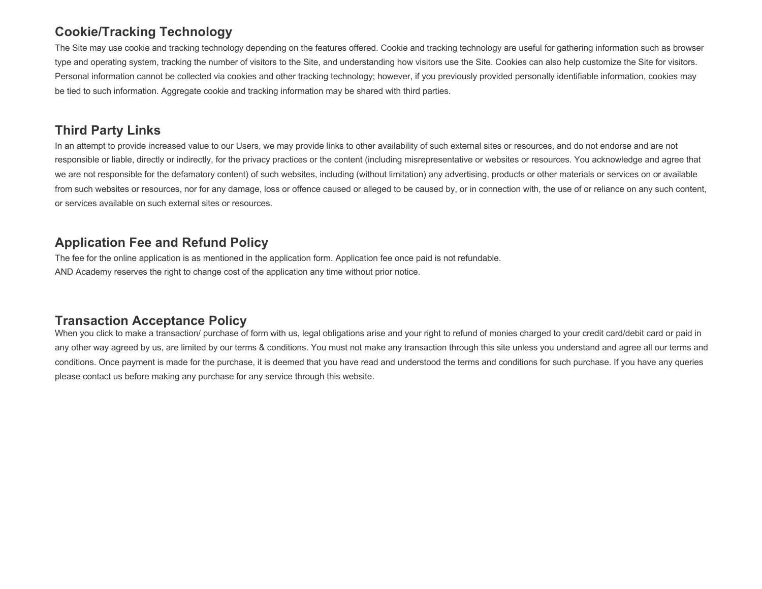## Cookie/Tracking Technology

The Site may use cookie and tracking technology depending on the features offered. Cookie and tracking technology are useful for gathering information such as browser type and operating system, tracking the number of visitors to the Site, and understanding how visitors use the Site. Cookies can also help customize the Site for visitors. Personal information cannot be collected via cookies and other tracking technology; however, if you previously provided personally identifiable information, cookies may be tied to such information. Aggregate cookie and tracking information may be shared with third parties.

## Third Party Links

In an attempt to provide increased value to our Users, we may provide links to other availability of such external sites or resources, and do not endorse and are not responsible or liable, directly or indirectly, for the privacy practices or the content (including misrepresentative or websites or resources. You acknowledge and agree that we are not responsible for the defamatory content) of such websites, including (without limitation) any advertising, products or other materials or services on or available from such websites or resources, nor for any damage, loss or offence caused or alleged to be caused by, or in connection with, the use of or reliance on any such content, or services available on such external sites or resources.

## Application Fee and Refund Policy

The fee for the online application is as mentioned in the application form. Application fee once paid is not refundable.
AND Academy reserves the right to change cost of the application any time without prior notice.

## Transaction Acceptance Policy

When you click to make a transaction/ purchase of form with us, legal obligations arise and your right to refund of monies charged to your credit card/debit card or paid in any other way agreed by us, are limited by our terms & conditions. You must not make any transaction through this site unless you understand and agree all our terms and conditions. Once payment is made for the purchase, it is deemed that you have read and understood the terms and conditions for such purchase. If you have any queries please contact us before making any purchase for any service through this website.